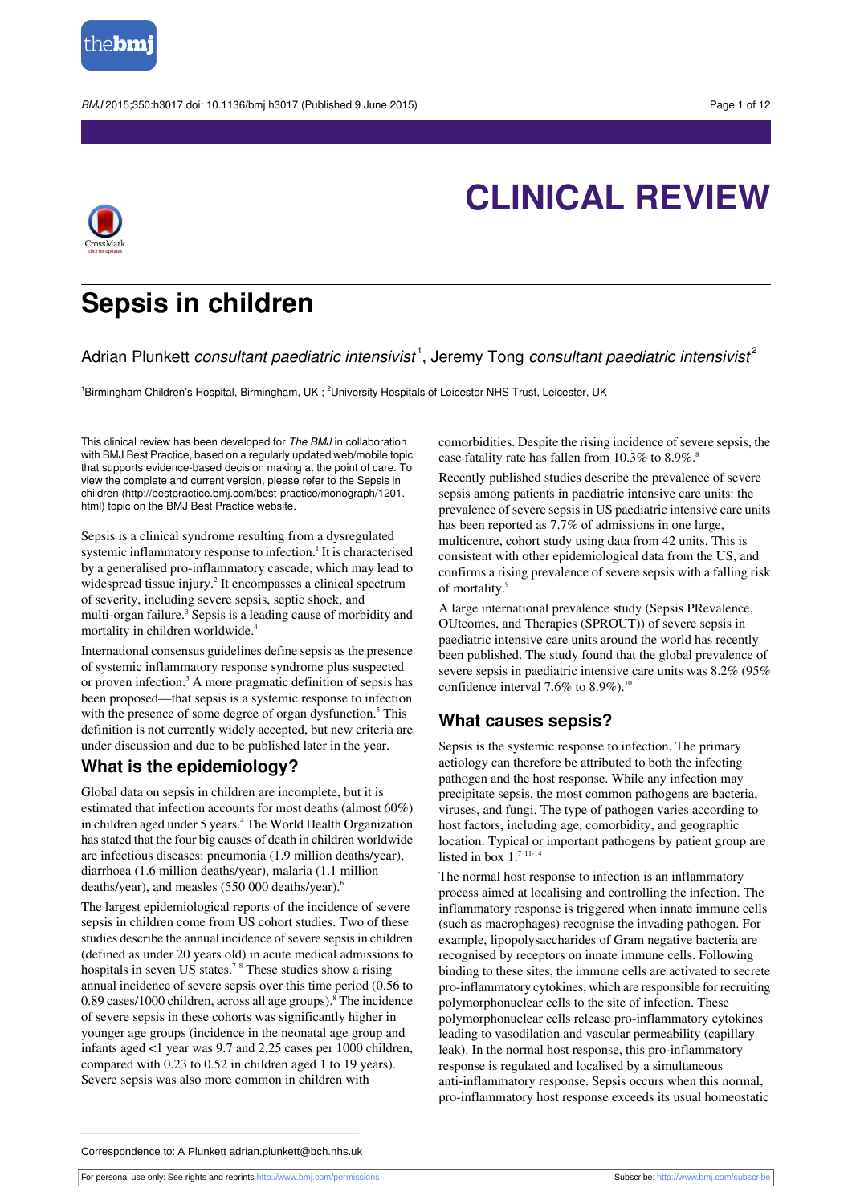# CLINICAL REVIEW

# Sepsis in children

Adrian Plunkett *consultant paediatric intensivist*[1], Jeremy Tong *consultant paediatric intensivist*[2]

[1]Birmingham Children's Hospital, Birmingham, UK ; [2]University Hospitals of Leicester NHS Trust, Leicester, UK

This clinical review has been developed for *The BMJ* in collaboration with BMJ Best Practice, based on a regularly updated web/mobile topic that supports evidence-based decision making at the point of care. To view the complete and current version, please refer to the Sepsis in children (http://bestpractice.bmj.com/best-practice/monograph/1201.html) topic on the BMJ Best Practice website.

Sepsis is a clinical syndrome resulting from a dysregulated systemic inflammatory response to infection.[1] It is characterised by a generalised pro-inflammatory cascade, which may lead to widespread tissue injury.[2] It encompasses a clinical spectrum of severity, including severe sepsis, septic shock, and multi-organ failure.[3] Sepsis is a leading cause of morbidity and mortality in children worldwide.[4]

International consensus guidelines define sepsis as the presence of systemic inflammatory response syndrome plus suspected or proven infection.[3] A more pragmatic definition of sepsis has been proposed—that sepsis is a systemic response to infection with the presence of some degree of organ dysfunction.[5] This definition is not currently widely accepted, but new criteria are under discussion and due to be published later in the year.

## What is the epidemiology?

Global data on sepsis in children are incomplete, but it is estimated that infection accounts for most deaths (almost 60%) in children aged under 5 years.[4] The World Health Organization has stated that the four big causes of death in children worldwide are infectious diseases: pneumonia (1.9 million deaths/year), diarrhoea (1.6 million deaths/year), malaria (1.1 million deaths/year), and measles (550 000 deaths/year).[6]

The largest epidemiological reports of the incidence of severe sepsis in children come from US cohort studies. Two of these studies describe the annual incidence of severe sepsis in children (defined as under 20 years old) in acute medical admissions to hospitals in seven US states.[7,8] These studies show a rising annual incidence of severe sepsis over this time period (0.56 to 0.89 cases/1000 children, across all age groups).[8] The incidence of severe sepsis in these cohorts was significantly higher in younger age groups (incidence in the neonatal age group and infants aged <1 year was 9.7 and 2.25 cases per 1000 children, compared with 0.23 to 0.52 in children aged 1 to 19 years). Severe sepsis was also more common in children with comorbidities. Despite the rising incidence of severe sepsis, the case fatality rate has fallen from 10.3% to 8.9%.[8]

Recently published studies describe the prevalence of severe sepsis among patients in paediatric intensive care units: the prevalence of severe sepsis in US paediatric intensive care units has been reported as 7.7% of admissions in one large, multicentre, cohort study using data from 42 units. This is consistent with other epidemiological data from the US, and confirms a rising prevalence of severe sepsis with a falling risk of mortality.[9]

A large international prevalence study (Sepsis PRevalence, OUtcomes, and Therapies (SPROUT)) of severe sepsis in paediatric intensive care units around the world has recently been published. The study found that the global prevalence of severe sepsis in paediatric intensive care units was 8.2% (95% confidence interval 7.6% to 8.9%).[10]

## What causes sepsis?

Sepsis is the systemic response to infection. The primary aetiology can therefore be attributed to both the infecting pathogen and the host response. While any infection may precipitate sepsis, the most common pathogens are bacteria, viruses, and fungi. The type of pathogen varies according to host factors, including age, comorbidity, and geographic location. Typical or important pathogens by patient group are listed in box 1.[7,11-14]

The normal host response to infection is an inflammatory process aimed at localising and controlling the infection. The inflammatory response is triggered when innate immune cells (such as macrophages) recognise the invading pathogen. For example, lipopolysaccharides of Gram negative bacteria are recognised by receptors on innate immune cells. Following binding to these sites, the immune cells are activated to secrete pro-inflammatory cytokines, which are responsible for recruiting polymorphonuclear cells to the site of infection. These polymorphonuclear cells release pro-inflammatory cytokines leading to vasodilation and vascular permeability (capillary leak). In the normal host response, this pro-inflammatory response is regulated and localised by a simultaneous anti-inflammatory response. Sepsis occurs when this normal, pro-inflammatory host response exceeds its usual homeostatic

Correspondence to: A Plunkett adrian.plunkett@bch.nhs.uk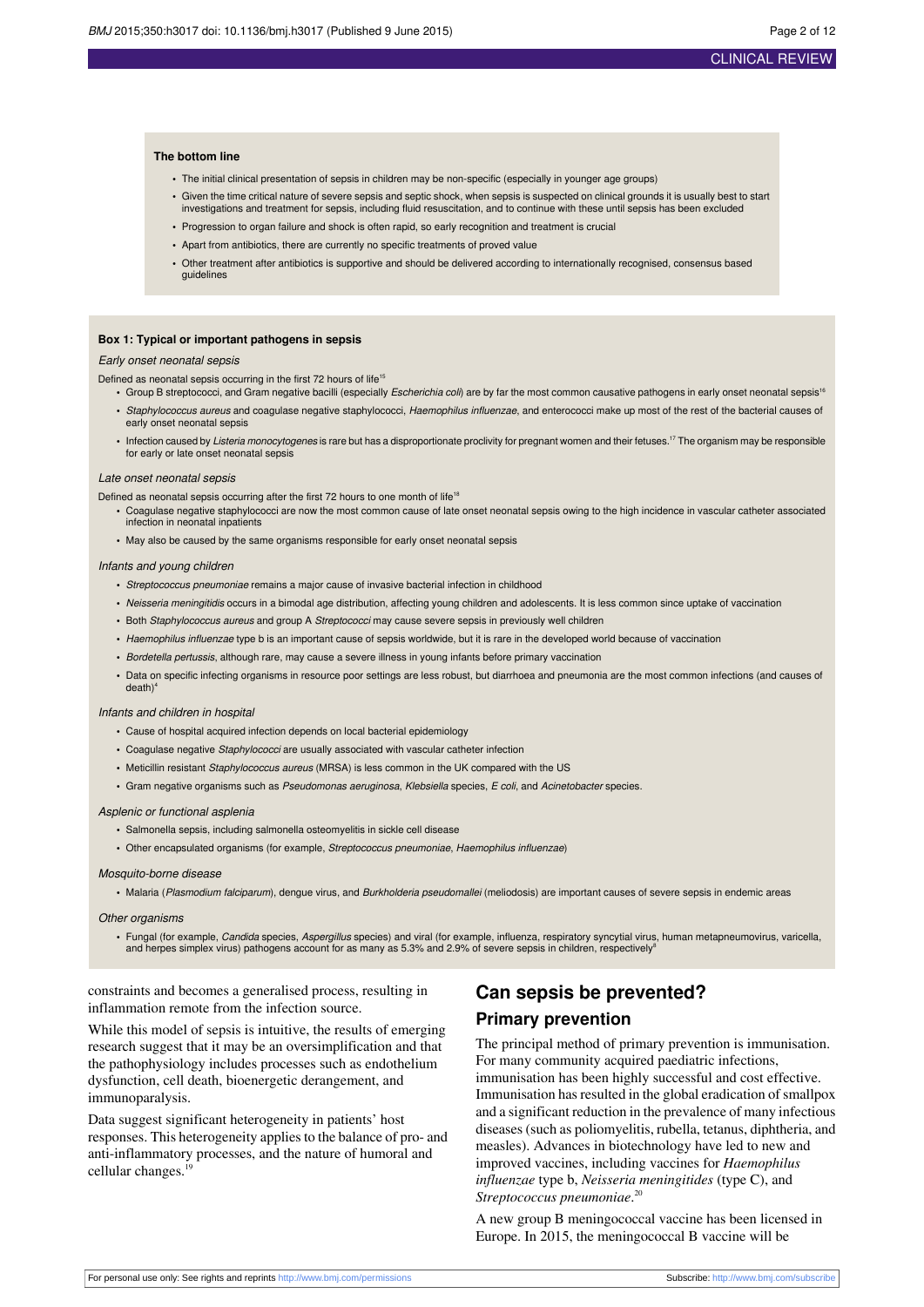**The bottom line**

- The initial clinical presentation of sepsis in children may be non-specific (especially in younger age groups)
- Given the time critical nature of severe sepsis and septic shock, when sepsis is suspected on clinical grounds it is usually best to start investigations and treatment for sepsis, including fluid resuscitation, and to continue with these until sepsis has been excluded
- Progression to organ failure and shock is often rapid, so early recognition and treatment is crucial
- Apart from antibiotics, there are currently no specific treatments of proved value
- Other treatment after antibiotics is supportive and should be delivered according to internationally recognised, consensus based guidelines

**Box 1: Typical or important pathogens in sepsis**

*Early onset neonatal sepsis*

Defined as neonatal sepsis occurring in the first 72 hours of life[15]

- Group B streptococci, and Gram negative bacilli (especially *Escherichia coli*) are by far the most common causative pathogens in early onset neonatal sepsis[16]
- *Staphylococcus aureus* and coagulase negative staphylocycci, *Haemophilus influenzae*, and enterococci make up most of the rest of the bacterial causes of early onset neonatal sepsis
- Infection caused by *Listeria monocytogenes* is rare but has a disproportionate proclivity for pregnant women and their fetuses.[17] The organism may be responsible for early or late onset neonatal sepsis

*Late onset neonatal sepsis*

Defined as neonatal sepsis occurring after the first 72 hours to one month of life[18]

- Coagulase negative staphylococci are now the most common cause of late onset neonatal sepsis owing to the high incidence in vascular catheter associated infection in neonatal inpatients
- May also be caused by the same organisms responsible for early onset neonatal sepsis

*Infants and young children*

- *Streptococcus pneumoniae* remains a major cause of invasive bacterial infection in childhood
- *Neisseria meningitidis* occurs in a bimodal age distribution, affecting young children and adolescents. It is less common since uptake of vaccination
- Both *Staphylococcus aureus* and group A *Streptococci* may cause severe sepsis in previously well children
- *Haemophilus influenzae* type b is an important cause of sepsis worldwide, but it is rare in the developed world because of vaccination
- *Bordetella pertussis*, although rare, may cause a severe illness in young infants before primary vaccination
- Data on specific infecting organisms in resource poor settings are less robust, but diarrhoea and pneumonia are the most common infections (and causes of death)[4]

*Infants and children in hospital*

- Cause of hospital acquired infection depends on local bacterial epidemiology
- Coagulase negative *Staphylococci* are usually associated with vascular catheter infection
- Meticillin resistant *Staphylococcus aureus* (MRSA) is less common in the UK compared with the US
- Gram negative organisms such as *Pseudomonas aeruginosa*, *Klebsiella* species, *E coli*, and *Acinetobacter* species.

*Asplenic or functional asplenia*

- Salmonella sepsis, including salmonella osteomyelitis in sickle cell disease
- Other encapsulated organisms (for example, *Streptococcus pneumoniae*, *Haemophilus influenzae*)

*Mosquito-borne disease*

- Malaria (*Plasmodium falciparum*), dengue virus, and *Burkholderia pseudomallei* (meliodosis) are important causes of severe sepsis in endemic areas

*Other organisms*

- Fungal (for example, *Candida* species, *Aspergillus* species) and viral (for example, influenza, respiratory syncytial virus, human metapneumovirus, varicella, and herpes simplex virus) pathogens account for as many as 5.3% and 2.9% of severe sepsis in children, respectively[8]

constraints and becomes a generalised process, resulting in inflammation remote from the infection source.

While this model of sepsis is intuitive, the results of emerging research suggest that it may be an oversimplification and that the pathophysiology includes processes such as endothelium dysfunction, cell death, bioenergetic derangement, and immunoparalysis.

Data suggest significant heterogeneity in patients' host responses. This heterogeneity applies to the balance of pro- and anti-inflammatory processes, and the nature of humoral and cellular changes.[19]

## Can sepsis be prevented?

### Primary prevention

The principal method of primary prevention is immunisation. For many community acquired paediatric infections, immunisation has been highly successful and cost effective. Immunisation has resulted in the global eradication of smallpox and a significant reduction in the prevalence of many infectious diseases (such as poliomyelitis, rubella, tetanus, diphtheria, and measles). Advances in biotechnology have led to new and improved vaccines, including vaccines for *Haemophilus influenzae* type b, *Neisseria meningitides* (type C), and *Streptococcus pneumoniae*.[20]

A new group B meningococcal vaccine has been licensed in Europe. In 2015, the meningococcal B vaccine will be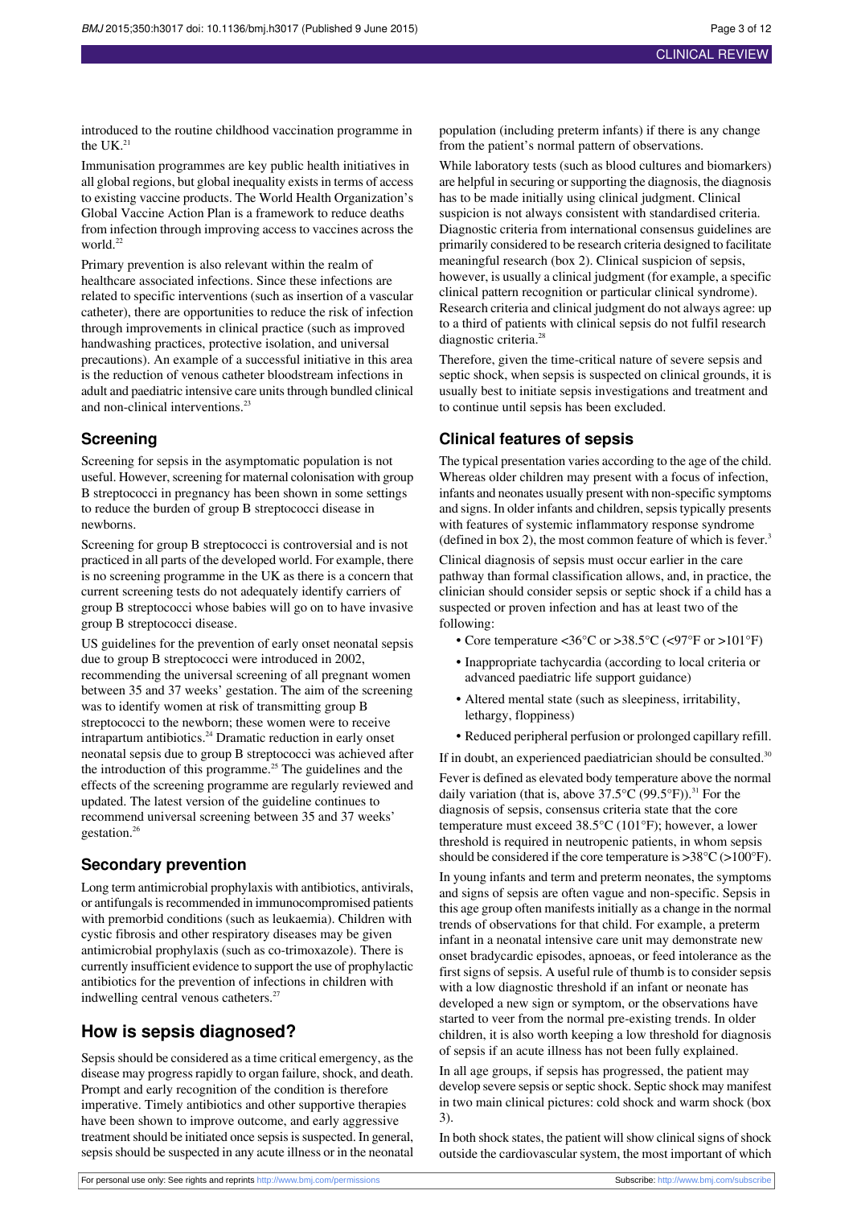introduced to the routine childhood vaccination programme in the UK.[21]

Immunisation programmes are key public health initiatives in all global regions, but global inequality exists in terms of access to existing vaccine products. The World Health Organization's Global Vaccine Action Plan is a framework to reduce deaths from infection through improving access to vaccines across the world.[22]

Primary prevention is also relevant within the realm of healthcare associated infections. Since these infections are related to specific interventions (such as insertion of a vascular catheter), there are opportunities to reduce the risk of infection through improvements in clinical practice (such as improved handwashing practices, protective isolation, and universal precautions). An example of a successful initiative in this area is the reduction of venous catheter bloodstream infections in adult and paediatric intensive care units through bundled clinical and non-clinical interventions.[23]

## Screening

Screening for sepsis in the asymptomatic population is not useful. However, screening for maternal colonisation with group B streptococci in pregnancy has been shown in some settings to reduce the burden of group B streptococci disease in newborns.

Screening for group B streptococci is controversial and is not practiced in all parts of the developed world. For example, there is no screening programme in the UK as there is a concern that current screening tests do not adequately identify carriers of group B streptococci whose babies will go on to have invasive group B streptococci disease.

US guidelines for the prevention of early onset neonatal sepsis due to group B streptococci were introduced in 2002, recommending the universal screening of all pregnant women between 35 and 37 weeks' gestation. The aim of the screening was to identify women at risk of transmitting group B streptococci to the newborn; these women were to receive intrapartum antibiotics.[24] Dramatic reduction in early onset neonatal sepsis due to group B streptococci was achieved after the introduction of this programme.[25] The guidelines and the effects of the screening programme are regularly reviewed and updated. The latest version of the guideline continues to recommend universal screening between 35 and 37 weeks' gestation.[26]

## Secondary prevention

Long term antimicrobial prophylaxis with antibiotics, antivirals, or antifungals is recommended in immunocompromised patients with premorbid conditions (such as leukaemia). Children with cystic fibrosis and other respiratory diseases may be given antimicrobial prophylaxis (such as co-trimoxazole). There is currently insufficient evidence to support the use of prophylactic antibiotics for the prevention of infections in children with indwelling central venous catheters.[27]

# How is sepsis diagnosed?

Sepsis should be considered as a time critical emergency, as the disease may progress rapidly to organ failure, shock, and death. Prompt and early recognition of the condition is therefore imperative. Timely antibiotics and other supportive therapies have been shown to improve outcome, and early aggressive treatment should be initiated once sepsis is suspected. In general, sepsis should be suspected in any acute illness or in the neonatal population (including preterm infants) if there is any change from the patient's normal pattern of observations.

While laboratory tests (such as blood cultures and biomarkers) are helpful in securing or supporting the diagnosis, the diagnosis has to be made initially using clinical judgment. Clinical suspicion is not always consistent with standardised criteria. Diagnostic criteria from international consensus guidelines are primarily considered to be research criteria designed to facilitate meaningful research (box 2). Clinical suspicion of sepsis, however, is usually a clinical judgment (for example, a specific clinical pattern recognition or particular clinical syndrome). Research criteria and clinical judgment do not always agree: up to a third of patients with clinical sepsis do not fulfil research diagnostic criteria.[28]

Therefore, given the time-critical nature of severe sepsis and septic shock, when sepsis is suspected on clinical grounds, it is usually best to initiate sepsis investigations and treatment and to continue until sepsis has been excluded.

## Clinical features of sepsis

The typical presentation varies according to the age of the child. Whereas older children may present with a focus of infection, infants and neonates usually present with non-specific symptoms and signs. In older infants and children, sepsis typically presents with features of systemic inflammatory response syndrome (defined in box 2), the most common feature of which is fever.[3]

Clinical diagnosis of sepsis must occur earlier in the care pathway than formal classification allows, and, in practice, the clinician should consider sepsis or septic shock if a child has a suspected or proven infection and has at least two of the following:

- Core temperature <36°C or >38.5°C (<97°F or >101°F)
- Inappropriate tachycardia (according to local criteria or advanced paediatric life support guidance)
- Altered mental state (such as sleepiness, irritability, lethargy, floppiness)
- Reduced peripheral perfusion or prolonged capillary refill.

If in doubt, an experienced paediatrician should be consulted.[30]

Fever is defined as elevated body temperature above the normal daily variation (that is, above 37.5°C (99.5°F)).[31] For the diagnosis of sepsis, consensus criteria state that the core temperature must exceed 38.5°C (101°F); however, a lower threshold is required in neutropenic patients, in whom sepsis should be considered if the core temperature is >38°C (>100°F).

In young infants and term and preterm neonates, the symptoms and signs of sepsis are often vague and non-specific. Sepsis in this age group often manifests initially as a change in the normal trends of observations for that child. For example, a preterm infant in a neonatal intensive care unit may demonstrate new onset bradycardic episodes, apnoeas, or feed intolerance as the first signs of sepsis. A useful rule of thumb is to consider sepsis with a low diagnostic threshold if an infant or neonate has developed a new sign or symptom, or the observations have started to veer from the normal pre-existing trends. In older children, it is also worth keeping a low threshold for diagnosis of sepsis if an acute illness has not been fully explained.

In all age groups, if sepsis has progressed, the patient may develop severe sepsis or septic shock. Septic shock may manifest in two main clinical pictures: cold shock and warm shock (box 3).

In both shock states, the patient will show clinical signs of shock outside the cardiovascular system, the most important of which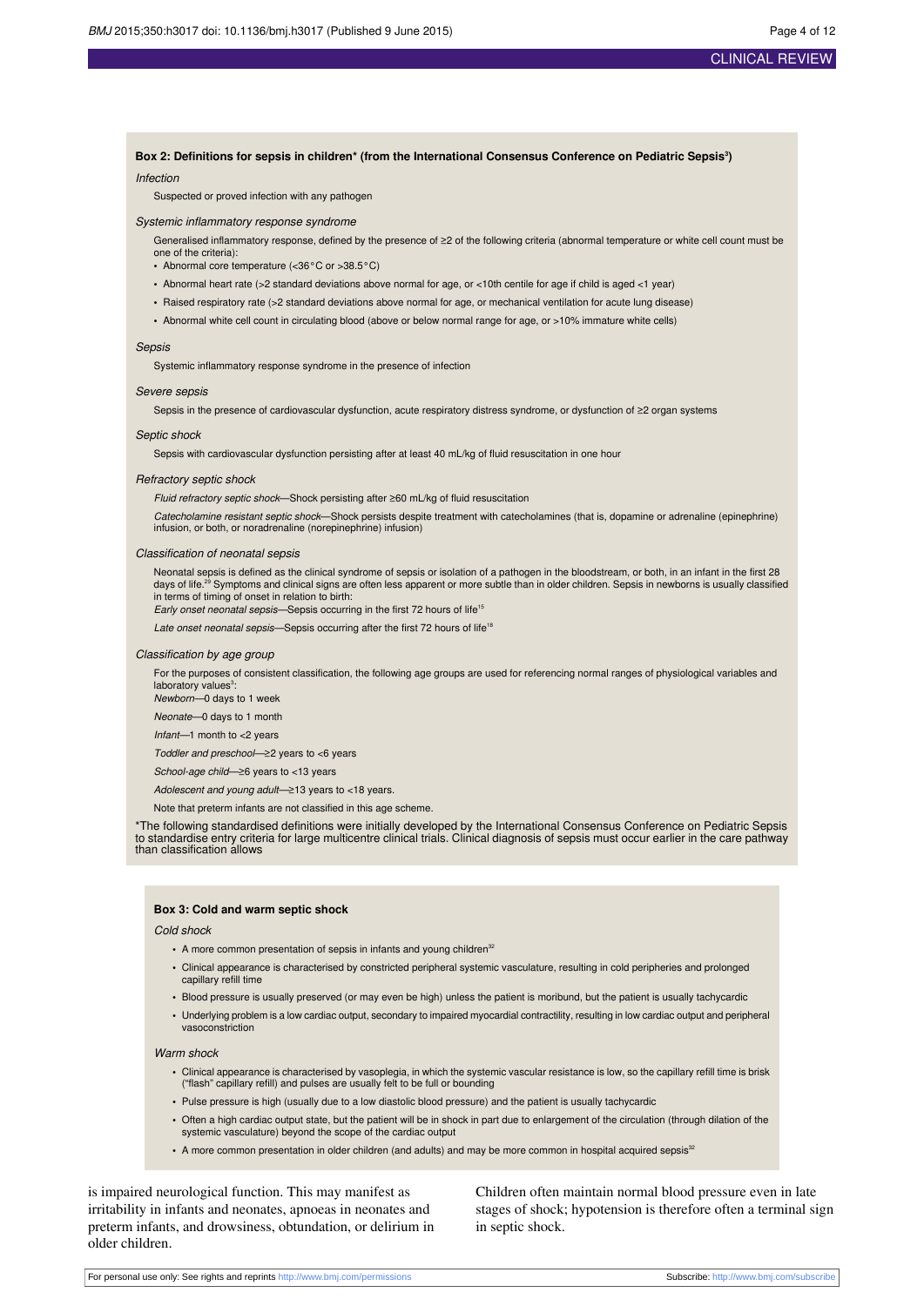### Box 2: Definitions for sepsis in children* (from the International Consensus Conference on Pediatric Sepsis[3])

*Infection*

Suspected or proved infection with any pathogen

*Systemic inflammatory response syndrome*

Generalised inflammatory response, defined by the presence of ≥2 of the following criteria (abnormal temperature or white cell count must be one of the criteria):

- Abnormal core temperature (<36°C or >38.5°C)
- Abnormal heart rate (>2 standard deviations above normal for age, or <10th centile for age if child is aged <1 year)
- Raised respiratory rate (>2 standard deviations above normal for age, or mechanical ventilation for acute lung disease)
- Abnormal white cell count in circulating blood (above or below normal range for age, or >10% immature white cells)

*Sepsis*

Systemic inflammatory response syndrome in the presence of infection

*Severe sepsis*

Sepsis in the presence of cardiovascular dysfunction, acute respiratory distress syndrome, or dysfunction of ≥2 organ systems

*Septic shock*

Sepsis with cardiovascular dysfunction persisting after at least 40 mL/kg of fluid resuscitation in one hour

*Refractory septic shock*

*Fluid refractory septic shock*—Shock persisting after ≥60 mL/kg of fluid resuscitation

*Catecholamine resistant septic shock*—Shock persists despite treatment with catecholamines (that is, dopamine or adrenaline (epinephrine) infusion, or both, or noradrenaline (norepinephrine) infusion)

*Classification of neonatal sepsis*

Neonatal sepsis is defined as the clinical syndrome of sepsis or isolation of a pathogen in the bloodstream, or both, in an infant in the first 28 days of life.[29] Symptoms and clinical signs are often less apparent or more subtle than in older children. Sepsis in newborns is usually classified in terms of timing of onset in relation to birth:

*Early onset neonatal sepsis*—Sepsis occurring in the first 72 hours of life[15]

*Late onset neonatal sepsis*—Sepsis occurring after the first 72 hours of life[18]

*Classification by age group*

For the purposes of consistent classification, the following age groups are used for referencing normal ranges of physiological variables and laboratory values[3]:

*Newborn*—0 days to 1 week

*Neonate*—0 days to 1 month

*Infant*—1 month to <2 years

*Toddler and preschool*—≥2 years to <6 years

*School-age child*—≥6 years to <13 years

*Adolescent and young adult*—≥13 years to <18 years.

Note that preterm infants are not classified in this age scheme.

*The following standardised definitions were initially developed by the International Consensus Conference on Pediatric Sepsis to standardise entry criteria for large multicentre clinical trials. Clinical diagnosis of sepsis must occur earlier in the care pathway than classification allows

### Box 3: Cold and warm septic shock

*Cold shock*

- A more common presentation of sepsis in infants and young children[32]
- Clinical appearance is characterised by constricted peripheral systemic vasculature, resulting in cold peripheries and prolonged capillary refill time
- Blood pressure is usually preserved (or may even be high) unless the patient is moribund, but the patient is usually tachycardic
- Underlying problem is a low cardiac output, secondary to impaired myocardial contractility, resulting in low cardiac output and peripheral vasoconstriction

*Warm shock*

- Clinical appearance is characterised by vasoplegia, in which the systemic vascular resistance is low, so the capillary refill time is brisk ("flash" capillary refill) and pulses are usually felt to be full or bounding
- Pulse pressure is high (usually due to a low diastolic blood pressure) and the patient is usually tachycardic
- Often a high cardiac output state, but the patient will be in shock in part due to enlargement of the circulation (through dilation of the systemic vasculature) beyond the scope of the cardiac output
- A more common presentation in older children (and adults) and may be more common in hospital acquired sepsis[32]

is impaired neurological function. This may manifest as irritability in infants and neonates, apnoeas in neonates and preterm infants, and drowsiness, obtundation, or delirium in older children.

Children often maintain normal blood pressure even in late stages of shock; hypotension is therefore often a terminal sign in septic shock.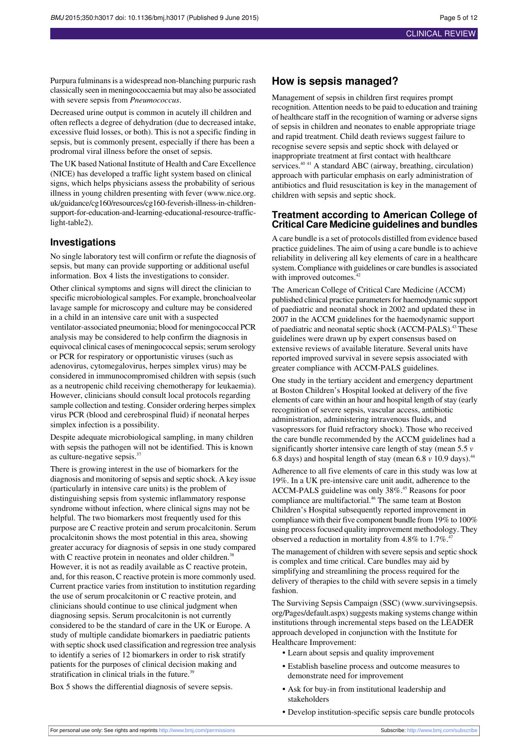Purpura fulminans is a widespread non-blanching purpuric rash classically seen in meningococcaemia but may also be associated with severe sepsis from *Pneumococcus*.

Decreased urine output is common in acutely ill children and often reflects a degree of dehydration (due to decreased intake, excessive fluid losses, or both). This is not a specific finding in sepsis, but is commonly present, especially if there has been a prodromal viral illness before the onset of sepsis.

The UK based National Institute of Health and Care Excellence (NICE) has developed a traffic light system based on clinical signs, which helps physicians assess the probability of serious illness in young children presenting with fever (www.nice.org.uk/guidance/cg160/resources/cg160-feverish-illness-in-children-support-for-education-and-learning-educational-resource-traffic-light-table2).

## Investigations

No single laboratory test will confirm or refute the diagnosis of sepsis, but many can provide supporting or additional useful information. Box 4 lists the investigations to consider.

Other clinical symptoms and signs will direct the clinician to specific microbiological samples. For example, bronchoalveolar lavage sample for microscopy and culture may be considered in a child in an intensive care unit with a suspected ventilator-associated pneumonia; blood for meningococcal PCR analysis may be considered to help confirm the diagnosis in equivocal clinical cases of meningococcal sepsis; serum serology or PCR for respiratory or opportunistic viruses (such as adenovirus, cytomegalovirus, herpes simplex virus) may be considered in immunocompromised children with sepsis (such as a neutropenic child receiving chemotherapy for leukaemia). However, clinicians should consult local protocols regarding sample collection and testing. Consider ordering herpes simplex virus PCR (blood and cerebrospinal fluid) if neonatal herpes simplex infection is a possibility.

Despite adequate microbiological sampling, in many children with sepsis the pathogen will not be identified. This is known as culture-negative sepsis.[37]

There is growing interest in the use of biomarkers for the diagnosis and monitoring of sepsis and septic shock. A key issue (particularly in intensive care units) is the problem of distinguishing sepsis from systemic inflammatory response syndrome without infection, where clinical signs may not be helpful. The two biomarkers most frequently used for this purpose are C reactive protein and serum procalcitonin. Serum procalcitonin shows the most potential in this area, showing greater accuracy for diagnosis of sepsis in one study compared with C reactive protein in neonates and older children.[38] However, it is not as readily available as C reactive protein, and, for this reason, C reactive protein is more commonly used. Current practice varies from institution to institution regarding the use of serum procalcitonin or C reactive protein, and clinicians should continue to use clinical judgment when diagnosing sepsis. Serum procalcitonin is not currently considered to be the standard of care in the UK or Europe. A study of multiple candidate biomarkers in paediatric patients with septic shock used classification and regression tree analysis to identify a series of 12 biomarkers in order to risk stratify patients for the purposes of clinical decision making and stratification in clinical trials in the future.[39]

Box 5 shows the differential diagnosis of severe sepsis.

## How is sepsis managed?

Management of sepsis in children first requires prompt recognition. Attention needs to be paid to education and training of healthcare staff in the recognition of warning or adverse signs of sepsis in children and neonates to enable appropriate triage and rapid treatment. Child death reviews suggest failure to recognise severe sepsis and septic shock with delayed or inappropriate treatment at first contact with healthcare services.[40,41] A standard ABC (airway, breathing, circulation) approach with particular emphasis on early administration of antibiotics and fluid resuscitation is key in the management of children with sepsis and septic shock.

### Treatment according to American College of Critical Care Medicine guidelines and bundles

A care bundle is a set of protocols distilled from evidence based practice guidelines. The aim of using a care bundle is to achieve reliability in delivering all key elements of care in a healthcare system. Compliance with guidelines or care bundles is associated with improved outcomes.[42]

The American College of Critical Care Medicine (ACCM) published clinical practice parameters for haemodynamic support of paediatric and neonatal shock in 2002 and updated these in 2007 in the ACCM guidelines for the haemodynamic support of paediatric and neonatal septic shock (ACCM-PALS).[43] These guidelines were drawn up by expert consensus based on extensive reviews of available literature. Several units have reported improved survival in severe sepsis associated with greater compliance with ACCM-PALS guidelines.

One study in the tertiary accident and emergency department at Boston Children's Hospital looked at delivery of the five elements of care within an hour and hospital length of stay (early recognition of severe sepsis, vascular access, antibiotic administration, administering intravenous fluids, and vasopressors for fluid refractory shock). Those who received the care bundle recommended by the ACCM guidelines had a significantly shorter intensive care length of stay (mean 5.5 *v* 6.8 days) and hospital length of stay (mean 6.8 *v* 10.9 days).[44]

Adherence to all five elements of care in this study was low at 19%. In a UK pre-intensive care unit audit, adherence to the ACCM-PALS guideline was only 38%.[45] Reasons for poor compliance are multifactorial.[46] The same team at Boston Children's Hospital subsequently reported improvement in compliance with their five component bundle from 19% to 100% using process focused quality improvement methodology. They observed a reduction in mortality from 4.8% to 1.7%.[47]

The management of children with severe sepsis and septic shock is complex and time critical. Care bundles may aid by simplifying and streamlining the process required for the delivery of therapies to the child with severe sepsis in a timely fashion.

The Surviving Sepsis Campaign (SSC) (www.survivingsepsis.org/Pages/default.aspx) suggests making systems change within institutions through incremental steps based on the LEADER approach developed in conjunction with the Institute for Healthcare Improvement:

- Learn about sepsis and quality improvement
- Establish baseline process and outcome measures to demonstrate need for improvement
- Ask for buy-in from institutional leadership and stakeholders
- Develop institution-specific sepsis care bundle protocols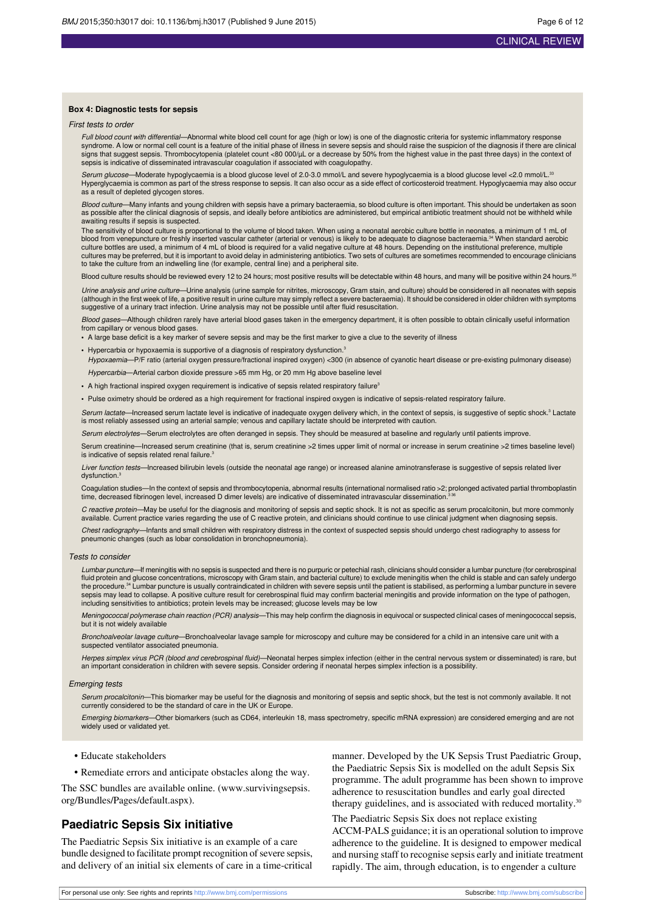**Box 4: Diagnostic tests for sepsis**

*First tests to order*

*Full blood count with differential*—Abnormal white blood cell count for age (high or low) is one of the diagnostic criteria for systemic inflammatory response syndrome. A low or normal cell count is a feature of the initial phase of illness in severe sepsis and should raise the suspicion of the diagnosis if there are clinical signs that suggest sepsis. Thrombocytopenia (platelet count <80 000/µL or a decrease by 50% from the highest value in the past three days) in the context of sepsis is indicative of disseminated intravascular coagulation if associated with coagulopathy.

*Serum glucose*—Moderate hypoglycaemia is a blood glucose level of 2.0-3.0 mmol/L and severe hypoglycaemia is a blood glucose level <2.0 mmol/L.[33] Hyperglycaemia is common as part of the stress response to sepsis. It can also occur as a side effect of corticosteroid treatment. Hypoglycaemia may also occur as a result of depleted glycogen stores.

*Blood culture*—Many infants and young children with sepsis have a primary bacteraemia, so blood culture is often important. This should be undertaken as soon as possible after the clinical diagnosis of sepsis, and ideally before antibiotics are administered, but empirical antibiotic treatment should not be withheld while awaiting results if sepsis is suspected.

The sensitivity of blood culture is proportional to the volume of blood taken. When using a neonatal aerobic culture bottle in neonates, a minimum of 1 mL of blood from venepuncture or freshly inserted vascular catheter (arterial or venous) is likely to be adequate to diagnose bacteraemia.[34] When standard aerobic culture bottles are used, a minimum of 4 mL of blood is required for a valid negative culture at 48 hours. Depending on the institutional preference, multiple cultures may be preferred, but it is important to avoid delay in administering antibiotics. Two sets of cultures are sometimes recommended to encourage clinicians to take the culture from an indwelling line (for example, central line) and a peripheral site.

Blood culture results should be reviewed every 12 to 24 hours; most positive results will be detectable within 48 hours, and many will be positive within 24 hours.[35]

*Urine analysis and urine culture*—Urine analysis (urine sample for nitrites, microscopy, Gram stain, and culture) should be considered in all neonates with sepsis (although in the first week of life, a positive result in urine culture may simply reflect a severe bacteraemia). It should be considered in older children with symptoms suggestive of a urinary tract infection. Urine analysis may not be possible until after fluid resuscitation.

*Blood gases*—Although children rarely have arterial blood gases taken in the emergency department, it is often possible to obtain clinically useful information from capillary or venous blood gases.

- A large base deficit is a key marker of severe sepsis and may be the first marker to give a clue to the severity of illness
- Hypercarbia or hypoxaemia is supportive of a diagnosis of respiratory dysfunction.[3]
  *Hypoxaemia*—P/F ratio (arterial oxygen pressure/fractional inspired oxygen) <300 (in absence of cyanotic heart disease or pre-existing pulmonary disease)
  *Hypercarbia*—Arterial carbon dioxide pressure >65 mm Hg, or 20 mm Hg above baseline level
- A high fractional inspired oxygen requirement is indicative of sepsis related respiratory failure[3]
- Pulse oximetry should be ordered as a high requirement for fractional inspired oxygen is indicative of sepsis-related respiratory failure.

*Serum lactate*—Increased serum lactate level is indicative of inadequate oxygen delivery which, in the context of sepsis, is suggestive of septic shock.[3] Lactate is most reliably assessed using an arterial sample; venous and capillary lactate should be interpreted with caution.

*Serum electrolytes*—Serum electrolytes are often deranged in sepsis. They should be measured at baseline and regularly until patients improve.

Serum creatinine—Increased serum creatinine (that is, serum creatinine >2 times upper limit of normal or increase in serum creatinine >2 times baseline level) is indicative of sepsis related renal failure.[3]

*Liver function tests*—Increased bilirubin levels (outside the neonatal age range) or increased alanine aminotransferase is suggestive of sepsis related liver dysfunction.[3]

Coagulation studies—In the context of sepsis and thrombocytopenia, abnormal results (international normalised ratio >2; prolonged activated partial thromboplastin time, decreased fibrinogen level, increased D dimer levels) are indicative of disseminated intravascular dissemination.[3,36]

*C reactive protein*—May be useful for the diagnosis and monitoring of sepsis and septic shock. It is not as specific as serum procalcitonin, but more commonly available. Current practice varies regarding the use of C reactive protein, and clinicians should continue to use clinical judgment when diagnosing sepsis.

*Chest radiography*—Infants and small children with respiratory distress in the context of suspected sepsis should undergo chest radiography to assess for pneumonic changes (such as lobar consolidation in bronchopneumonia).

*Tests to consider*

*Lumbar puncture*—If meningitis with no sepsis is suspected and there is no purpuric or petechial rash, clinicians should consider a lumbar puncture (for cerebrospinal fluid protein and glucose concentrations, microscopy with Gram stain, and bacterial culture) to exclude meningitis when the child is stable and can safely undergo the procedure.[34] Lumbar puncture is usually contraindicated in children with severe sepsis until the patient is stabilised, as performing a lumbar puncture in severe sepsis may lead to collapse. A positive culture result for cerebrospinal fluid may confirm bacterial meningitis and provide information on the type of pathogen, including sensitivities to antibiotics; protein levels may be increased; glucose levels may be low

*Meningococcal polymerase chain reaction (PCR) analysis*—This may help confirm the diagnosis in equivocal or suspected clinical cases of meningococcal sepsis, but it is not widely available

*Bronchoalveolar lavage culture*—Bronchoalveolar lavage sample for microscopy and culture may be considered for a child in an intensive care unit with a suspected ventilator associated pneumonia.

*Herpes simplex virus PCR (blood and cerebrospinal fluid)*—Neonatal herpes simplex infection (either in the central nervous system or disseminated) is rare, but an important consideration in children with severe sepsis. Consider ordering if neonatal herpes simplex infection is a possibility.

*Emerging tests*

*Serum procalcitonin*—This biomarker may be useful for the diagnosis and monitoring of sepsis and septic shock, but the test is not commonly available. It not currently considered to be the standard of care in the UK or Europe.

*Emerging biomarkers*—Other biomarkers (such as CD64, interleukin 18, mass spectrometry, specific mRNA expression) are considered emerging and are not widely used or validated yet.

- Educate stakeholders
- Remediate errors and anticipate obstacles along the way.

The SSC bundles are available online. (www.survivingsepsis.org/Bundles/Pages/default.aspx).

## Paediatric Sepsis Six initiative

The Paediatric Sepsis Six initiative is an example of a care bundle designed to facilitate prompt recognition of severe sepsis, and delivery of an initial six elements of care in a time-critical manner. Developed by the UK Sepsis Trust Paediatric Group, the Paediatric Sepsis Six is modelled on the adult Sepsis Six programme. The adult programme has been shown to improve adherence to resuscitation bundles and early goal directed therapy guidelines, and is associated with reduced mortality.[30]

The Paediatric Sepsis Six does not replace existing ACCM-PALS guidance; it is an operational solution to improve adherence to the guideline. It is designed to empower medical and nursing staff to recognise sepsis early and initiate treatment rapidly. The aim, through education, is to engender a culture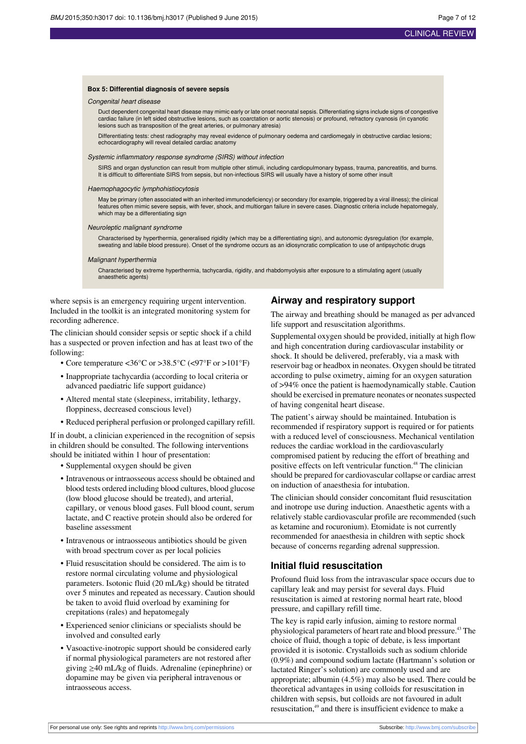**Box 5: Differential diagnosis of severe sepsis**

*Congenital heart disease*

Duct dependent congenital heart disease may mimic early or late onset neonatal sepsis. Differentiating signs include signs of congestive cardiac failure (in left sided obstructive lesions, such as coarctation or aortic stenosis) or profound, refractory cyanosis (in cyanotic lesions such as transposition of the great arteries, or pulmonary atresia)

Differentiating tests: chest radiography may reveal evidence of pulmonary oedema and cardiomegaly in obstructive cardiac lesions; echocardiography will reveal detailed cardiac anatomy

*Systemic inflammatory response syndrome (SIRS) without infection*

SIRS and organ dysfunction can result from multiple other stimuli, including cardiopulmonary bypass, trauma, pancreatitis, and burns. It is difficult to differentiate SIRS from sepsis, but non-infectious SIRS will usually have a history of some other insult

*Haemophagocytic lymphohistiocytosis*

May be primary (often associated with an inherited immunodeficiency) or secondary (for example, triggered by a viral illness); the clinical features often mimic severe sepsis, with fever, shock, and multiorgan failure in severe cases. Diagnostic criteria include hepatomegaly, which may be a differentiating sign

*Neuroleptic malignant syndrome*

Characterised by hyperthermia, generalised rigidity (which may be a differentiating sign), and autonomic dysregulation (for example, sweating and labile blood pressure). Onset of the syndrome occurs as an idiosyncratic complication to use of antipsychotic drugs

*Malignant hyperthermia*

Characterised by extreme hyperthermia, tachycardia, rigidity, and rhabdomyolysis after exposure to a stimulating agent (usually anaesthetic agents)

where sepsis is an emergency requiring urgent intervention. Included in the toolkit is an integrated monitoring system for recording adherence.

The clinician should consider sepsis or septic shock if a child has a suspected or proven infection and has at least two of the following:

- Core temperature <36°C or >38.5°C (<97°F or >101°F)
- Inappropriate tachycardia (according to local criteria or advanced paediatric life support guidance)
- Altered mental state (sleepiness, irritability, lethargy, floppiness, decreased conscious level)
- Reduced peripheral perfusion or prolonged capillary refill.

If in doubt, a clinician experienced in the recognition of sepsis in children should be consulted. The following interventions should be initiated within 1 hour of presentation:

- Supplemental oxygen should be given
- Intravenous or intraosseous access should be obtained and blood tests ordered including blood cultures, blood glucose (low blood glucose should be treated), and arterial, capillary, or venous blood gases. Full blood count, serum lactate, and C reactive protein should also be ordered for baseline assessment
- Intravenous or intraosseous antibiotics should be given with broad spectrum cover as per local policies
- Fluid resuscitation should be considered. The aim is to restore normal circulating volume and physiological parameters. Isotonic fluid (20 mL/kg) should be titrated over 5 minutes and repeated as necessary. Caution should be taken to avoid fluid overload by examining for crepitations (rales) and hepatomegaly
- Experienced senior clinicians or specialists should be involved and consulted early
- Vasoactive-inotropic support should be considered early if normal physiological parameters are not restored after giving ≥40 mL/kg of fluids. Adrenaline (epinephrine) or dopamine may be given via peripheral intravenous or intraosseous access.

## Airway and respiratory support

The airway and breathing should be managed as per advanced life support and resuscitation algorithms.

Supplemental oxygen should be provided, initially at high flow and high concentration during cardiovascular instability or shock. It should be delivered, preferably, via a mask with reservoir bag or headbox in neonates. Oxygen should be titrated according to pulse oximetry, aiming for an oxygen saturation of >94% once the patient is haemodynamically stable. Caution should be exercised in premature neonates or neonates suspected of having congenital heart disease.

The patient's airway should be maintained. Intubation is recommended if respiratory support is required or for patients with a reduced level of consciousness. Mechanical ventilation reduces the cardiac workload in the cardiovascularly compromised patient by reducing the effort of breathing and positive effects on left ventricular function.[48] The clinician should be prepared for cardiovascular collapse or cardiac arrest on induction of anaesthesia for intubation.

The clinician should consider concomitant fluid resuscitation and inotrope use during induction. Anaesthetic agents with a relatively stable cardiovascular profile are recommended (such as ketamine and rocuronium). Etomidate is not currently recommended for anaesthesia in children with septic shock because of concerns regarding adrenal suppression.

## Initial fluid resuscitation

Profound fluid loss from the intravascular space occurs due to capillary leak and may persist for several days. Fluid resuscitation is aimed at restoring normal heart rate, blood pressure, and capillary refill time.

The key is rapid early infusion, aiming to restore normal physiological parameters of heart rate and blood pressure.[43] The choice of fluid, though a topic of debate, is less important provided it is isotonic. Crystalloids such as sodium chloride (0.9%) and compound sodium lactate (Hartmann's solution or lactated Ringer's solution) are commonly used and are appropriate; albumin (4.5%) may also be used. There could be theoretical advantages in using colloids for resuscitation in children with sepsis, but colloids are not favoured in adult resuscitation,[49] and there is insufficient evidence to make a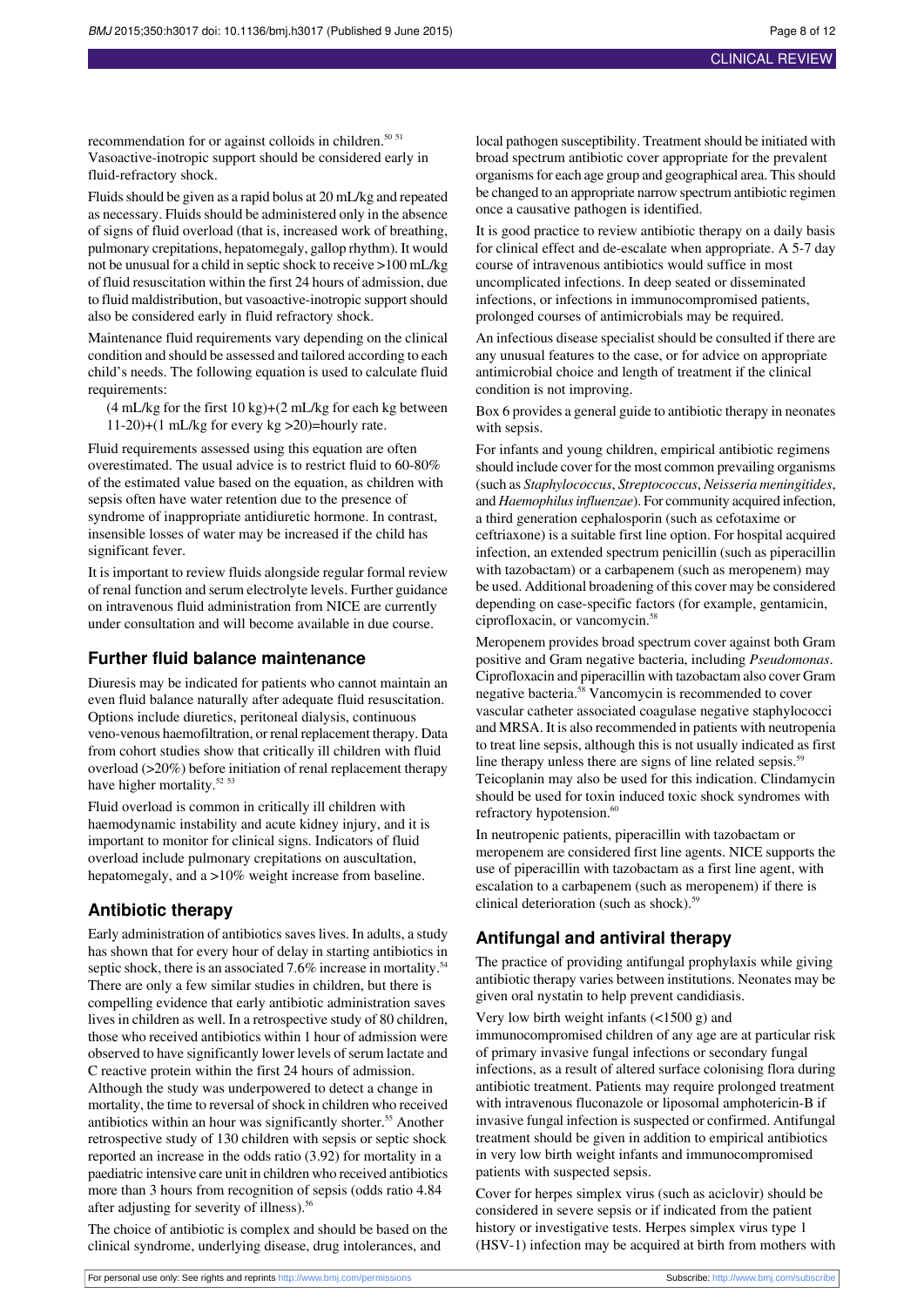recommendation for or against colloids in children.[50 51] Vasoactive-inotropic support should be considered early in fluid-refractory shock.

Fluids should be given as a rapid bolus at 20 mL/kg and repeated as necessary. Fluids should be administered only in the absence of signs of fluid overload (that is, increased work of breathing, pulmonary crepitations, hepatomegaly, gallop rhythm). It would not be unusual for a child in septic shock to receive >100 mL/kg of fluid resuscitation within the first 24 hours of admission, due to fluid maldistribution, but vasoactive-inotropic support should also be considered early in fluid refractory shock.

Maintenance fluid requirements vary depending on the clinical condition and should be assessed and tailored according to each child's needs. The following equation is used to calculate fluid requirements:

(4 mL/kg for the first 10 kg)+(2 mL/kg for each kg between 11-20)+(1 mL/kg for every kg >20)=hourly rate.

Fluid requirements assessed using this equation are often overestimated. The usual advice is to restrict fluid to 60-80% of the estimated value based on the equation, as children with sepsis often have water retention due to the presence of syndrome of inappropriate antidiuretic hormone. In contrast, insensible losses of water may be increased if the child has significant fever.

It is important to review fluids alongside regular formal review of renal function and serum electrolyte levels. Further guidance on intravenous fluid administration from NICE are currently under consultation and will become available in due course.

## Further fluid balance maintenance

Diuresis may be indicated for patients who cannot maintain an even fluid balance naturally after adequate fluid resuscitation. Options include diuretics, peritoneal dialysis, continuous veno-venous haemofiltration, or renal replacement therapy. Data from cohort studies show that critically ill children with fluid overload (>20%) before initiation of renal replacement therapy have higher mortality.[52 53]

Fluid overload is common in critically ill children with haemodynamic instability and acute kidney injury, and it is important to monitor for clinical signs. Indicators of fluid overload include pulmonary crepitations on auscultation, hepatomegaly, and a >10% weight increase from baseline.

## Antibiotic therapy

Early administration of antibiotics saves lives. In adults, a study has shown that for every hour of delay in starting antibiotics in septic shock, there is an associated 7.6% increase in mortality.[54] There are only a few similar studies in children, but there is compelling evidence that early antibiotic administration saves lives in children as well. In a retrospective study of 80 children, those who received antibiotics within 1 hour of admission were observed to have significantly lower levels of serum lactate and C reactive protein within the first 24 hours of admission. Although the study was underpowered to detect a change in mortality, the time to reversal of shock in children who received antibiotics within an hour was significantly shorter.[55] Another retrospective study of 130 children with sepsis or septic shock reported an increase in the odds ratio (3.92) for mortality in a paediatric intensive care unit in children who received antibiotics more than 3 hours from recognition of sepsis (odds ratio 4.84 after adjusting for severity of illness).[56]

The choice of antibiotic is complex and should be based on the clinical syndrome, underlying disease, drug intolerances, and local pathogen susceptibility. Treatment should be initiated with broad spectrum antibiotic cover appropriate for the prevalent organisms for each age group and geographical area. This should be changed to an appropriate narrow spectrum antibiotic regimen once a causative pathogen is identified.

It is good practice to review antibiotic therapy on a daily basis for clinical effect and de-escalate when appropriate. A 5-7 day course of intravenous antibiotics would suffice in most uncomplicated infections. In deep seated or disseminated infections, or infections in immunocompromised patients, prolonged courses of antimicrobials may be required.

An infectious disease specialist should be consulted if there are any unusual features to the case, or for advice on appropriate antimicrobial choice and length of treatment if the clinical condition is not improving.

Box 6 provides a general guide to antibiotic therapy in neonates with sepsis.

For infants and young children, empirical antibiotic regimens should include cover for the most common prevailing organisms (such as *Staphylococcus*, *Streptococcus*, *Neisseria meningitides*, and *Haemophilus influenzae*). For community acquired infection, a third generation cephalosporin (such as cefotaxime or ceftriaxone) is a suitable first line option. For hospital acquired infection, an extended spectrum penicillin (such as piperacillin with tazobactam) or a carbapenem (such as meropenem) may be used. Additional broadening of this cover may be considered depending on case-specific factors (for example, gentamicin, ciprofloxacin, or vancomycin.[58]

Meropenem provides broad spectrum cover against both Gram positive and Gram negative bacteria, including *Pseudomonas*. Ciprofloxacin and piperacillin with tazobactam also cover Gram negative bacteria.[58] Vancomycin is recommended to cover vascular catheter associated coagulase negative staphylococci and MRSA. It is also recommended in patients with neutropenia to treat line sepsis, although this is not usually indicated as first line therapy unless there are signs of line related sepsis.[59] Teicoplanin may also be used for this indication. Clindamycin should be used for toxin induced toxic shock syndromes with refractory hypotension.[60]

In neutropenic patients, piperacillin with tazobactam or meropenem are considered first line agents. NICE supports the use of piperacillin with tazobactam as a first line agent, with escalation to a carbapenem (such as meropenem) if there is clinical deterioration (such as shock).[59]

## Antifungal and antiviral therapy

The practice of providing antifungal prophylaxis while giving antibiotic therapy varies between institutions. Neonates may be given oral nystatin to help prevent candidiasis.

Very low birth weight infants (<1500 g) and immunocompromised children of any age are at particular risk of primary invasive fungal infections or secondary fungal infections, as a result of altered surface colonising flora during antibiotic treatment. Patients may require prolonged treatment with intravenous fluconazole or liposomal amphotericin-B if invasive fungal infection is suspected or confirmed. Antifungal treatment should be given in addition to empirical antibiotics in very low birth weight infants and immunocompromised patients with suspected sepsis.

Cover for herpes simplex virus (such as aciclovir) should be considered in severe sepsis or if indicated from the patient history or investigative tests. Herpes simplex virus type 1 (HSV-1) infection may be acquired at birth from mothers with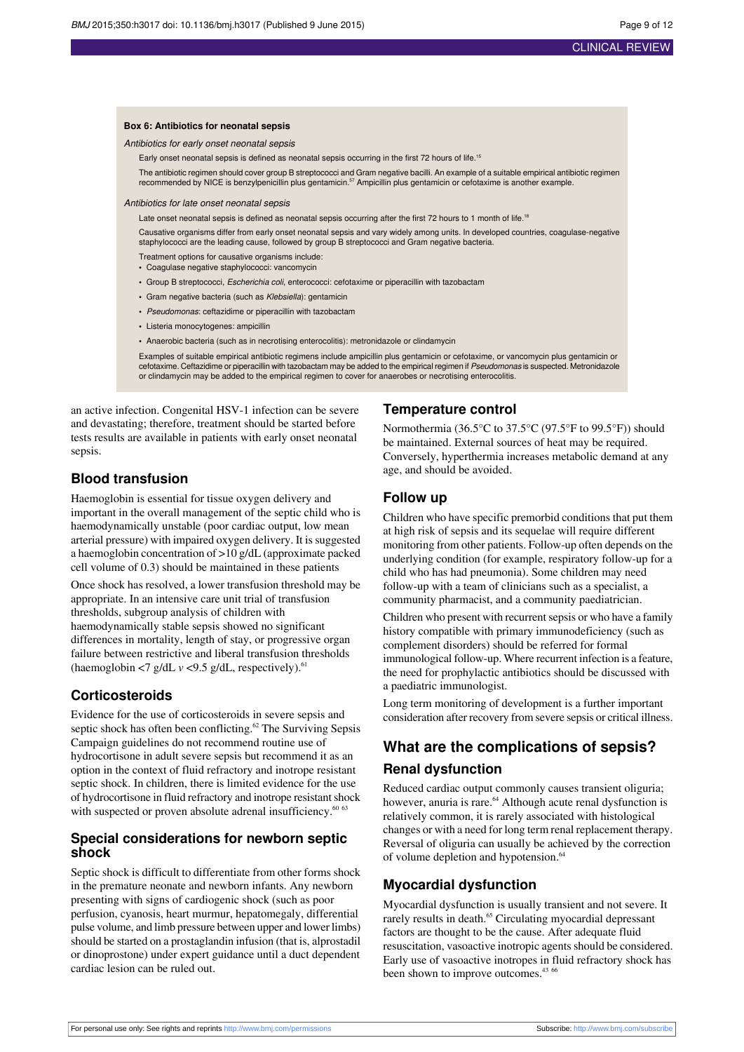**Box 6: Antibiotics for neonatal sepsis**

*Antibiotics for early onset neonatal sepsis*

Early onset neonatal sepsis is defined as neonatal sepsis occurring in the first 72 hours of life.[15]

The antibiotic regimen should cover group B streptococci and Gram negative bacilli. An example of a suitable empirical antibiotic regimen recommended by NICE is benzylpenicillin plus gentamicin.[57] Ampicillin plus gentamicin or cefotaxime is another example.

*Antibiotics for late onset neonatal sepsis*

Late onset neonatal sepsis is defined as neonatal sepsis occurring after the first 72 hours to 1 month of life.[18]

Causative organisms differ from early onset neonatal sepsis and vary widely among units. In developed countries, coagulase-negative staphylococci are the leading cause, followed by group B streptococci and Gram negative bacteria.

Treatment options for causative organisms include:

- Coagulase negative staphylococci: vancomycin
- Group B streptococci, *Escherichia coli*, enterococci: cefotaxime or piperacillin with tazobactam
- Gram negative bacteria (such as *Klebsiella*): gentamicin
- *Pseudomonas*: ceftazidime or piperacillin with tazobactam
- Listeria monocytogenes: ampicillin
- Anaerobic bacteria (such as in necrotising enterocolitis): metronidazole or clindamycin

Examples of suitable empirical antibiotic regimens include ampicillin plus gentamicin or cefotaxime, or vancomycin plus gentamicin or cefotaxime. Ceftazidime or piperacillin with tazobactam may be added to the empirical regimen if *Pseudomonas* is suspected. Metronidazole or clindamycin may be added to the empirical regimen to cover for anaerobes or necrotising enterocolitis.

an active infection. Congenital HSV-1 infection can be severe and devastating; therefore, treatment should be started before tests results are available in patients with early onset neonatal sepsis.

## Blood transfusion

Haemoglobin is essential for tissue oxygen delivery and important in the overall management of the septic child who is haemodynamically unstable (poor cardiac output, low mean arterial pressure) with impaired oxygen delivery. It is suggested a haemoglobin concentration of >10 g/dL (approximate packed cell volume of 0.3) should be maintained in these patients

Once shock has resolved, a lower transfusion threshold may be appropriate. In an intensive care unit trial of transfusion thresholds, subgroup analysis of children with haemodynamically stable sepsis showed no significant differences in mortality, length of stay, or progressive organ failure between restrictive and liberal transfusion thresholds (haemoglobin <7 g/dL *v* <9.5 g/dL, respectively).[61]

## Corticosteroids

Evidence for the use of corticosteroids in severe sepsis and septic shock has often been conflicting.[62] The Surviving Sepsis Campaign guidelines do not recommend routine use of hydrocortisone in adult severe sepsis but recommend it as an option in the context of fluid refractory and inotrope resistant septic shock. In children, there is limited evidence for the use of hydrocortisone in fluid refractory and inotrope resistant shock with suspected or proven absolute adrenal insufficiency.[60,63]

## Special considerations for newborn septic shock

Septic shock is difficult to differentiate from other forms shock in the premature neonate and newborn infants. Any newborn presenting with signs of cardiogenic shock (such as poor perfusion, cyanosis, heart murmur, hepatomegaly, differential pulse volume, and limb pressure between upper and lower limbs) should be started on a prostaglandin infusion (that is, alprostadil or dinoprostone) under expert guidance until a duct dependent cardiac lesion can be ruled out.

## Temperature control

Normothermia (36.5°C to 37.5°C (97.5°F to 99.5°F)) should be maintained. External sources of heat may be required. Conversely, hyperthermia increases metabolic demand at any age, and should be avoided.

## Follow up

Children who have specific premorbid conditions that put them at high risk of sepsis and its sequelae will require different monitoring from other patients. Follow-up often depends on the underlying condition (for example, respiratory follow-up for a child who has had pneumonia). Some children may need follow-up with a team of clinicians such as a specialist, a community pharmacist, and a community paediatrician.

Children who present with recurrent sepsis or who have a family history compatible with primary immunodeficiency (such as complement disorders) should be referred for formal immunological follow-up. Where recurrent infection is a feature, the need for prophylactic antibiotics should be discussed with a paediatric immunologist.

Long term monitoring of development is a further important consideration after recovery from severe sepsis or critical illness.

# What are the complications of sepsis?

## Renal dysfunction

Reduced cardiac output commonly causes transient oliguria; however, anuria is rare.[64] Although acute renal dysfunction is relatively common, it is rarely associated with histological changes or with a need for long term renal replacement therapy. Reversal of oliguria can usually be achieved by the correction of volume depletion and hypotension.[64]

## Myocardial dysfunction

Myocardial dysfunction is usually transient and not severe. It rarely results in death.[65] Circulating myocardial depressant factors are thought to be the cause. After adequate fluid resuscitation, vasoactive inotropic agents should be considered. Early use of vasoactive inotropes in fluid refractory shock has been shown to improve outcomes.[43,66]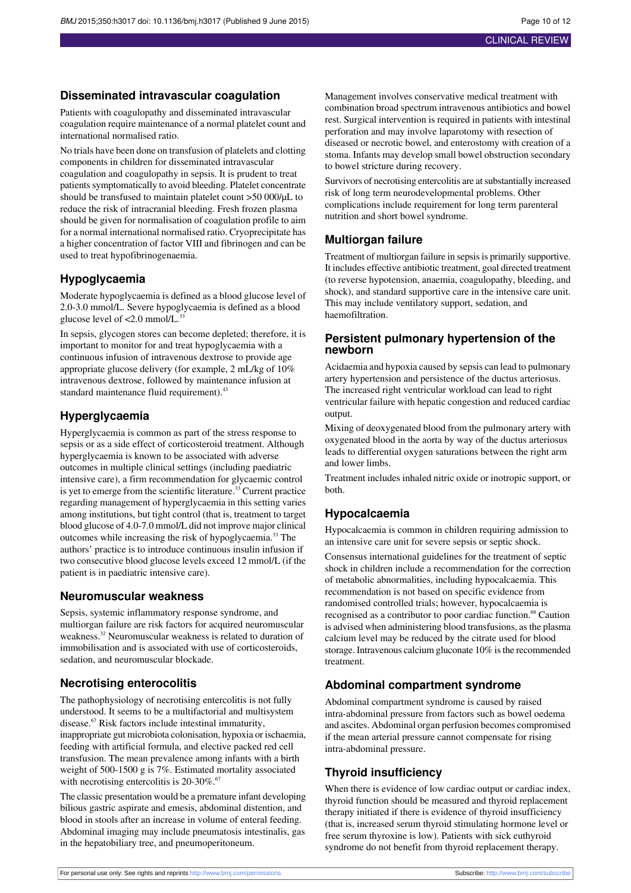## Disseminated intravascular coagulation

Patients with coagulopathy and disseminated intravascular coagulation require maintenance of a normal platelet count and international normalised ratio.

No trials have been done on transfusion of platelets and clotting components in children for disseminated intravascular coagulation and coagulopathy in sepsis. It is prudent to treat patients symptomatically to avoid bleeding. Platelet concentrate should be transfused to maintain platelet count >50 000/μL to reduce the risk of intracranial bleeding. Fresh frozen plasma should be given for normalisation of coagulation profile to aim for a normal international normalised ratio. Cryoprecipitate has a higher concentration of factor VIII and fibrinogen and can be used to treat hypofibrinogenaemia.

## Hypoglycaemia

Moderate hypoglycaemia is defined as a blood glucose level of 2.0-3.0 mmol/L. Severe hypoglycaemia is defined as a blood glucose level of <2.0 mmol/L.[33]

In sepsis, glycogen stores can become depleted; therefore, it is important to monitor for and treat hypoglycaemia with a continuous infusion of intravenous dextrose to provide age appropriate glucose delivery (for example, 2 mL/kg of 10% intravenous dextrose, followed by maintenance infusion at standard maintenance fluid requirement).[43]

## Hyperglycaemia

Hyperglycaemia is common as part of the stress response to sepsis or as a side effect of corticosteroid treatment. Although hyperglycaemia is known to be associated with adverse outcomes in multiple clinical settings (including paediatric intensive care), a firm recommendation for glycaemic control is yet to emerge from the scientific literature.[33] Current practice regarding management of hyperglycaemia in this setting varies among institutions, but tight control (that is, treatment to target blood glucose of 4.0-7.0 mmol/L did not improve major clinical outcomes while increasing the risk of hypoglycaemia.[33] The authors' practice is to introduce continuous insulin infusion if two consecutive blood glucose levels exceed 12 mmol/L (if the patient is in paediatric intensive care).

## Neuromuscular weakness

Sepsis, systemic inflammatory response syndrome, and multiorgan failure are risk factors for acquired neuromuscular weakness.[32] Neuromuscular weakness is related to duration of immobilisation and is associated with use of corticosteroids, sedation, and neuromuscular blockade.

## Necrotising enterocolitis

The pathophysiology of necrotising entercolitis is not fully understood. It seems to be a multifactorial and multisystem disease.[67] Risk factors include intestinal immaturity, inappropriate gut microbiota colonisation, hypoxia or ischaemia, feeding with artificial formula, and elective packed red cell transfusion. The mean prevalence among infants with a birth weight of 500-1500 g is 7%. Estimated mortality associated with necrotising entercolitis is 20-30%.[67]

The classic presentation would be a premature infant developing bilious gastric aspirate and emesis, abdominal distention, and blood in stools after an increase in volume of enteral feeding. Abdominal imaging may include pneumatosis intestinalis, gas in the hepatobiliary tree, and pneumoperitoneum.

Management involves conservative medical treatment with combination broad spectrum intravenous antibiotics and bowel rest. Surgical intervention is required in patients with intestinal perforation and may involve laparotomy with resection of diseased or necrotic bowel, and enterostomy with creation of a stoma. Infants may develop small bowel obstruction secondary to bowel stricture during recovery.

Survivors of necrotising entercolitis are at substantially increased risk of long term neurodevelopmental problems. Other complications include requirement for long term parenteral nutrition and short bowel syndrome.

## Multiorgan failure

Treatment of multiorgan failure in sepsis is primarily supportive. It includes effective antibiotic treatment, goal directed treatment (to reverse hypotension, anaemia, coagulopathy, bleeding, and shock), and standard supportive care in the intensive care unit. This may include ventilatory support, sedation, and haemofiltration.

## Persistent pulmonary hypertension of the newborn

Acidaemia and hypoxia caused by sepsis can lead to pulmonary artery hypertension and persistence of the ductus arteriosus. The increased right ventricular workload can lead to right ventricular failure with hepatic congestion and reduced cardiac output.

Mixing of deoxygenated blood from the pulmonary artery with oxygenated blood in the aorta by way of the ductus arteriosus leads to differential oxygen saturations between the right arm and lower limbs.

Treatment includes inhaled nitric oxide or inotropic support, or both.

## Hypocalcaemia

Hypocalcaemia is common in children requiring admission to an intensive care unit for severe sepsis or septic shock.

Consensus international guidelines for the treatment of septic shock in children include a recommendation for the correction of metabolic abnormalities, including hypocalcaemia. This recommendation is not based on specific evidence from randomised controlled trials; however, hypocalcaemia is recognised as a contributor to poor cardiac function.[68] Caution is advised when administering blood transfusions, as the plasma calcium level may be reduced by the citrate used for blood storage. Intravenous calcium gluconate 10% is the recommended treatment.

## Abdominal compartment syndrome

Abdominal compartment syndrome is caused by raised intra-abdominal pressure from factors such as bowel oedema and ascites. Abdominal organ perfusion becomes compromised if the mean arterial pressure cannot compensate for rising intra-abdominal pressure.

## Thyroid insufficiency

When there is evidence of low cardiac output or cardiac index, thyroid function should be measured and thyroid replacement therapy initiated if there is evidence of thyroid insufficiency (that is, increased serum thyroid stimulating hormone level or free serum thyroxine is low). Patients with sick euthyroid syndrome do not benefit from thyroid replacement therapy.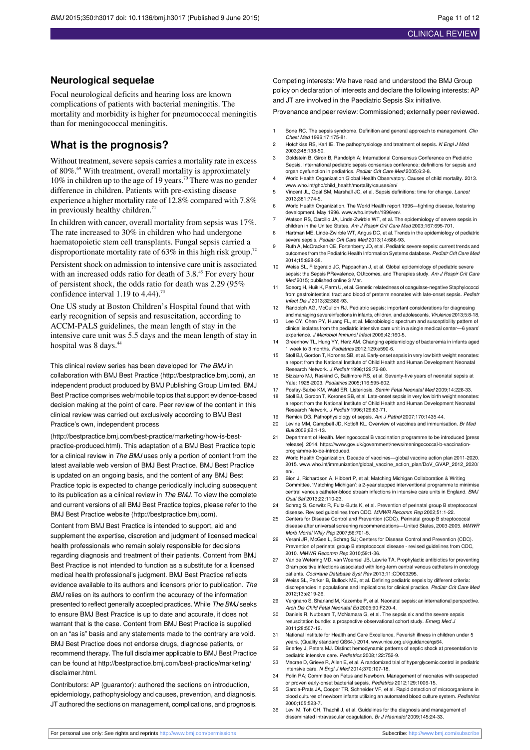## Neurological sequelae

Focal neurological deficits and hearing loss are known complications of patients with bacterial meningitis. The mortality and morbidity is higher for pneumococcal meningitis than for meningococcal meningitis.

## What is the prognosis?

Without treatment, severe sepsis carries a mortality rate in excess of 80%.[69] With treatment, overall mortality is approximately 10% in children up to the age of 19 years.[70] There was no gender difference in children. Patients with pre-existing disease experience a higher mortality rate of 12.8% compared with 7.8% in previously healthy children.[71]

In children with cancer, overall mortality from sepsis was 17%. The rate increased to 30% in children who had undergone haematopoietic stem cell transplants. Fungal sepsis carried a disproportionate mortality rate of 63% in this high risk group.[72]

Persistent shock on admission to intensive care unit is associated with an increased odds ratio for death of 3.8.[45] For every hour of persistent shock, the odds ratio for death was 2.29 (95% confidence interval 1.19 to 4.44).[73]

One US study at Boston Children's Hospital found that with early recognition of sepsis and resuscitation, according to ACCM-PALS guidelines, the mean length of stay in the intensive care unit was 5.5 days and the mean length of stay in hospital was 8 days.[44]

This clinical review series has been developed for *The BMJ* in collaboration with BMJ Best Practice (http://bestpractice.bmj.com), an independent product produced by BMJ Publishing Group Limited. BMJ Best Practice comprises web/mobile topics that support evidence-based decision making at the point of care. Peer review of the content in this clinical review was carried out exclusively according to BMJ Best Practice's own, independent process (http://bestpractice.bmj.com/best-practice/marketing/how-is-best-practice-produced.html). This adaptation of a BMJ Best Practice topic for a clinical review in *The BMJ* uses only a portion of content from the latest available web version of BMJ Best Practice. BMJ Best Practice is updated on an ongoing basis, and the content of any BMJ Best Practice topic is expected to change periodically including subsequent to its publication as a clinical review in *The BMJ*. To view the complete and current versions of all BMJ Best Practice topics, please refer to the BMJ Best Practice website (http://bestpractice.bmj.com).

Content from BMJ Best Practice is intended to support, aid and supplement the expertise, discretion and judgment of licensed medical health professionals who remain solely responsible for decisions regarding diagnosis and treatment of their patients. Content from BMJ Best Practice is not intended to function as a substitute for a licensed medical health professional's judgment. BMJ Best Practice reflects evidence available to its authors and licensors prior to publication. *The BMJ* relies on its authors to confirm the accuracy of the information presented to reflect generally accepted practices. While *The BMJ* seeks to ensure BMJ Best Practice is up to date and accurate, it does not warrant that is the case. Content from BMJ Best Practice is supplied on an "as is" basis and any statements made to the contrary are void. BMJ Best Practice does not endorse drugs, diagnose patients, or recommend therapy. The full disclaimer applicable to BMJ Best Practice can be found at http://bestpractice.bmj.com/best-practice/marketing/disclaimer.html.

Contributors: AP (guarantor): authored the sections on introduction, epidemiology, pathophysiology and causes, prevention, and diagnosis. JT authored the sections on management, complications, and prognosis.

Competing interests: We have read and understood the BMJ Group policy on declaration of interests and declare the following interests: AP and JT are involved in the Paediatric Sepsis Six initiative.

Provenance and peer review: Commissioned; externally peer reviewed.

1. Bone RC. The sepsis syndrome. Definition and general approach to management. *Clin Chest Med* 1996;17:175-81.
2. Hotchkiss RS, Karl IE. The pathophysiology and treatment of sepsis. *N Engl J Med* 2003;348:138-50.
3. Goldstein B, Giroir B, Randolph A; International Consensus Conference on Pediatric Sepsis. International pediatric sepsis consensus conference: definitions for sepsis and organ dysfunction in pediatrics. *Pediatr Crit Care Med* 2005;6:2-8.
4. World Health Organization Global Health Observatory. Causes of child mortality. 2013. www.who.int/gho/child_health/mortality/causes/en/
5. Vincent JL, Opal SM, Marshall JC, et al. Sepsis definitions: time for change. *Lancet* 2013;381:774-5.
6. World Health Organization. The World Health report 1996—fighting disease, fostering development. May 1996. www.who.int/whr/1996/en/.
7. Watson RS, Carcillo JA, Linde-Zwirble WT, et al. The epidemiology of severe sepsis in children in the United States. *Am J Respir Crit Care Med* 2003;167:695-701.
8. Hartman ME, Linde-Zwirble WT, Angus DC, et al. Trends in the epidemiology of pediatric severe sepsis. *Pediatr Crit Care Med* 2013;14:686-93.
9. Ruth A, McCracken CE, Fortenberry JD, et al. Pediatric severe sepsis: current trends and outcomes from the Pediatric Health Information Systems database. *Pediatr Crit Care Med* 2014;15:828-38.
10. Weiss SL, Fitzgerald JC, Pappachan J, et al. Global epidemiology of pediatric severe sepsis: the Sepsis PRevalence, OUtcomes, and Therapies study. *Am J Respir Crit Care Med* 2015; published online 3 Mar.
11. Soeorg H, Huik K, Parm U, et al. Genetic relatedness of coagulase-negative Staphylococci from gastrointestinal tract and blood of preterm neonates with late-onset sepsis. *Pediatr Infect Dis J* 2013;32:389-93.
12. Randolph AG, McCulloh RJ. Pediatric sepsis: important considerations for diagnosing and managing severeinfections in infants, children, and adolescents. *Virulence* 2013;5:8-18.
13. Lee CY, Chen PY, Huang FL, et al. Microbiologic spectrum and susceptibility pattern of clinical isolates from the pediatric intensive care unit in a single medical center—6 years' experience. *J Microbiol Immunol Infect* 2009;42:160-5.
14. Greenhow TL, Hung YY, Herz AM. Changing epidemiology of bacteremia in infants aged 1 week to 3 months. *Pediatrics* 2012;129:e590-6.
15. Stoll BJ, Gordon T, Korones SB, et al. Early-onset sepsis in very low birth weight neonates: a report from the National Institute of Child Health and Human Development Neonatal Research Network. *J Pediatr* 1996;129:72-80.
16. Bizzarro MJ, Raskind C, Baltimore RS, et al. Seventy-five years of neonatal sepsis at Yale: 1928-2003. *Pediatrics* 2005;116:595-602.
17. Posfay-Barbe KM, Wald ER. Listeriosis. *Semin Fetal Neonatal Med* 2009;14:228-33.
18. Stoll BJ, Gordon T, Korones SB, et al. Late-onset sepsis in very low birth weight neonates: a report from the National Institute of Child Health and Human Development Neonatal Research Network. *J Pediatr* 1996;129:63-71.
19. Remick DG. Pathophysiology of sepsis. *Am J Pathol* 2007;170:1435-44.
20. Levine MM, Campbell JD, Kotloff KL. Overview of vaccines and immunisation. *Br Med Bull* 2002;62:1-13.
21. Department of Health. Meningococcal B vaccination programme to be introduced [press release]. 2014. https://www.gov.uk/government/news/meningococcal-b-vaccination-programme-to-be-introduced.
22. World Health Organization. Decade of vaccines—global vaccine action plan 2011-2020. 2015. www.who.int/immunization/global_vaccine_action_plan/DoV_GVAP_2012_2020/en/.
23. Bion J, Richardson A, Hibbert P, et al; Matching Michigan Collaboration & Writing Committee. 'Matching Michigan': a 2-year stepped interventional programme to minimise central venous catheter-blood stream infections in intensive care units in England. *BMJ Qual Saf* 2013;22:110-23.
24. Schrag S, Gorwitz R, Fultz-Butts K, et al. Prevention of perinatal group B streptococcal disease. Revised guidelines from CDC. *MMWR Recomm Rep* 2002;51:1-22.
25. Centers for Disease Control and Prevention (CDC). Perinatal group B streptococcal disease after universal screening recommendations—United States, 2003-2005. *MMWR Morb Mortal Wkly Rep* 2007;56:701-5.
26. Verani JR, McGee L, Schrag SJ; Centers for Disease Control and Prevention (CDC). Prevention of perinatal group B streptococcal disease - revised guidelines from CDC, 2010. *MMWR Recomm Rep* 2010;59:1-36.
27. Van de Wetering MD, van Woensel JB, Lawrie TA. Prophylactic antibiotics for preventing Gram positive infections associated with long-term central venous catheters in oncology patients. *Cochrane Database Syst Rev* 2013;11:CD003295.
28. Weiss SL, Parker B, Bullock ME, et al. Defining pediatric sepsis by different criteria: discrepancies in populations and implications for clinical practice. *Pediatr Crit Care Med* 2012;13:e219-26.
29. Vergnano S, Sharland M, Kazembe P, et al. Neonatal sepsis: an international perspective. *Arch Dis Child Fetal Neonatal Ed* 2005;90:F220-4.
30. Daniels R, Nutbeam T, McNamara G, et al. The sepsis six and the severe sepsis resuscitation bundle: a prospective observational cohort study. *Emerg Med J* 2011;28:507-12.
31. National Institute for Health and Care Excellence. Feverish illness in children under 5 years. (Quality standard QS64.) 2014. www.nice.org.uk/guidance/qs64.
32. Brierley J, Peters MJ. Distinct hemodynamic patterns of septic shock at presentation to pediatric intensive care. *Pediatrics* 2008;122:752-9.
33. Macrae D, Grieve R, Allen E, et al. A randomized trial of hyperglycemic control in pediatric intensive care. *N Engl J Med* 2014;370:107-18.
34. Polin RA; Committee on Fetus and Newborn. Management of neonates with suspected or proven early-onset bacterial sepsis. *Pediatrics* 2012;129:1006-15.
35. Garcia-Prats JA, Cooper TR, Schneider VF, et al. Rapid detection of microorganisms in blood cultures of newborn infants utilizing an automated blood culture system. *Pediatrics* 2000;105:523-7.
36. Levi M, Toh CH, Thachil J, et al. Guidelines for the diagnosis and management of disseminated intravascular coagulation. *Br J Haematol* 2009;145:24-33.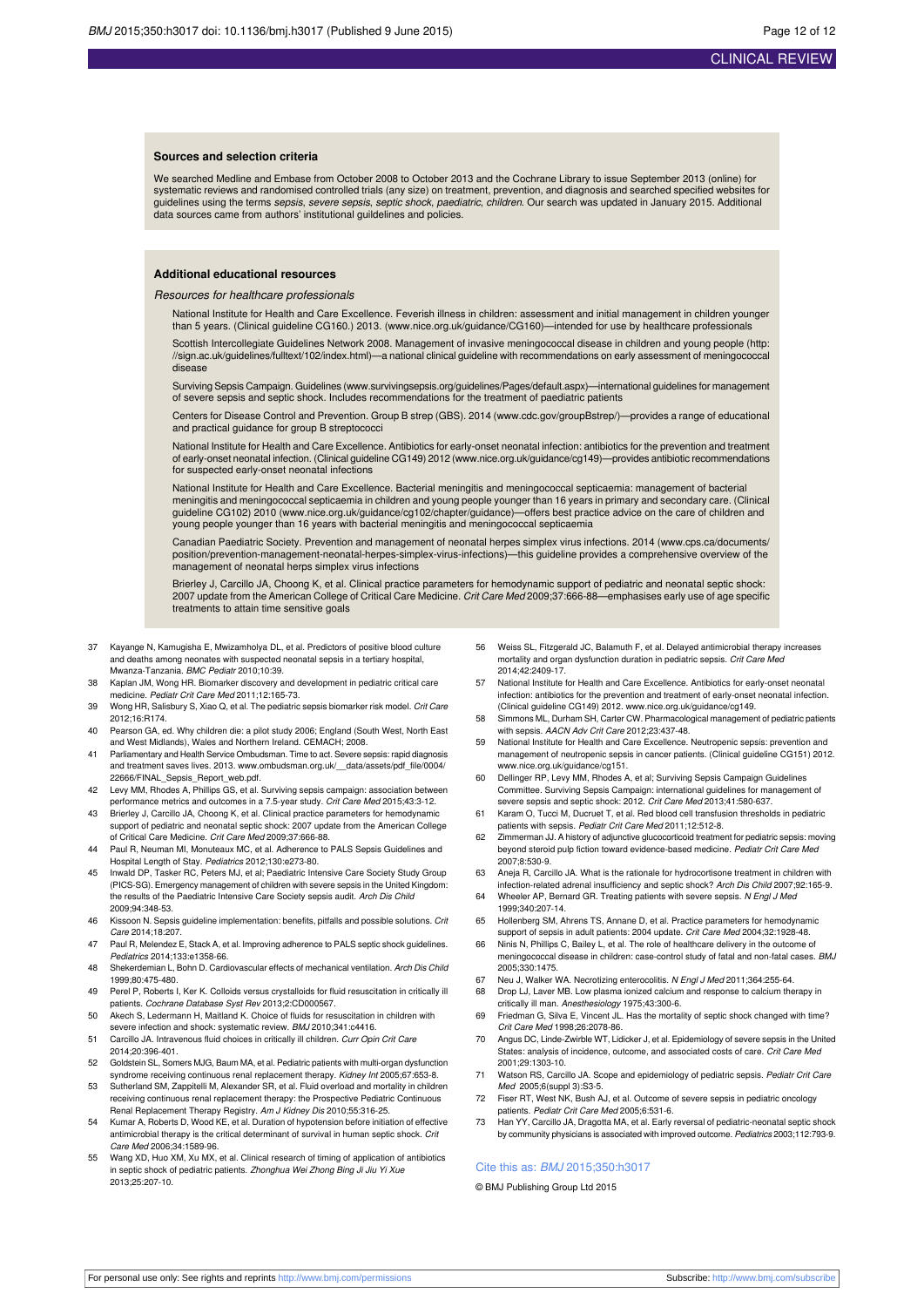### Sources and selection criteria

We searched Medline and Embase from October 2008 to October 2013 and the Cochrane Library to issue September 2013 (online) for systematic reviews and randomised controlled trials (any size) on treatment, prevention, and diagnosis and searched specified websites for guidelines using the terms *sepsis*, *severe sepsis*, *septic shock*, *paediatric*, *children*. Our search was updated in January 2015. Additional data sources came from authors' institutional guidelines and policies.

### Additional educational resources

*Resources for healthcare professionals*

National Institute for Health and Care Excellence. Feverish illness in children: assessment and initial management in children younger than 5 years. (Clinical guideline CG160.) 2013. (www.nice.org.uk/guidance/CG160)—intended for use by healthcare professionals

Scottish Intercollegiate Guidelines Network 2008. Management of invasive meningococcal disease in children and young people (http://sign.ac.uk/guidelines/fulltext/102/index.html)—a national clinical guideline with recommendations on early assessment of meningococcal disease

Surviving Sepsis Campaign. Guidelines (www.survivingsepsis.org/guidelines/Pages/default.aspx)—international guidelines for management of severe sepsis and septic shock. Includes recommendations for the treatment of paediatric patients

Centers for Disease Control and Prevention. Group B strep (GBS). 2014 (www.cdc.gov/groupBstrep/)—provides a range of educational and practical guidance for group B streptococci

National Institute for Health and Care Excellence. Antibiotics for early-onset neonatal infection: antibiotics for the prevention and treatment of early-onset neonatal infection. (Clinical guideline CG149) 2012 (www.nice.org.uk/guidance/cg149)—provides antibiotic recommendations for suspected early-onset neonatal infections

National Institute for Health and Care Excellence. Bacterial meningitis and meningococcal septicaemia: management of bacterial meningitis and meningococcal septicaemia in children and young people younger than 16 years in primary and secondary care. (Clinical guideline CG102) 2010 (www.nice.org.uk/guidance/cg102/chapter/guidance)—offers best practice advice on the care of children and young people younger than 16 years with bacterial meningitis and meningococcal septicaemia

Canadian Paediatric Society. Prevention and management of neonatal herpes simplex virus infections. 2014 (www.cps.ca/documents/position/prevention-management-neonatal-herpes-simplex-virus-infections)—this guideline provides a comprehensive overview of the management of neonatal herps simplex virus infections

Brierley J, Carcillo JA, Choong K, et al. Clinical practice parameters for hemodynamic support of pediatric and neonatal septic shock: 2007 update from the American College of Critical Care Medicine. *Crit Care Med* 2009;37:666-88—emphasises early use of age specific treatments to attain time sensitive goals

37 Kayange N, Kamugisha E, Mwizamholya DL, et al. Predictors of positive blood culture and deaths among neonates with suspected neonatal sepsis in a tertiary hospital, Mwanza-Tanzania. *BMC Pediatr* 2010;10:39.

38 Kaplan JM, Wong HR. Biomarker discovery and development in pediatric critical care medicine. *Pediatr Crit Care Med* 2011;12:165-73.

39 Wong HR, Salisbury S, Xiao Q, et al. The pediatric sepsis biomarker risk model. *Crit Care* 2012;16:R174.

40 Pearson GA, ed. Why children die: a pilot study 2006; England (South West, North East and West Midlands), Wales and Northern Ireland. CEMACH; 2008.

41 Parliamentary and Health Service Ombudsman. Time to act. Severe sepsis: rapid diagnosis and treatment saves lives. 2013. www.ombudsman.org.uk/__data/assets/pdf_file/0004/22666/FINAL_Sepsis_Report_web.pdf.

42 Levy MM, Rhodes A, Phillips GS, et al. Surviving sepsis campaign: association between performance metrics and outcomes in a 7.5-year study. *Crit Care Med* 2015;43:3-12.

43 Brierley J, Carcillo JA, Choong K, et al. Clinical practice parameters for hemodynamic support of pediatric and neonatal septic shock: 2007 update from the American College of Critical Care Medicine. *Crit Care Med* 2009;37:666-88.

44 Paul R, Neuman MI, Monuteaux MC, et al. Adherence to PALS Sepsis Guidelines and Hospital Length of Stay. *Pediatrics* 2012;130:e273-80.

45 Inwald DP, Tasker RC, Peters MJ, et al; Paediatric Intensive Care Society Study Group (PICS-SG). Emergency management of children with severe sepsis in the United Kingdom: the results of the Paediatric Intensive Care Society sepsis audit. *Arch Dis Child* 2009;94:348-53.

46 Kissoon N. Sepsis guideline implementation: benefits, pitfalls and possible solutions. *Crit Care* 2014;18:207.

47 Paul R, Melendez E, Stack A, et al. Improving adherence to PALS septic shock guidelines. *Pediatrics* 2014;133:e1358-66.

48 Shekerdemian L, Bohn D. Cardiovascular effects of mechanical ventilation. *Arch Dis Child* 1999;80:475-480.

49 Perel P, Roberts I, Ker K. Colloids versus crystalloids for fluid resuscitation in critically ill patients. *Cochrane Database Syst Rev* 2013;2:CD000567.

50 Akech S, Ledermann H, Maitland K. Choice of fluids for resuscitation in children with severe infection and shock: systematic review. *BMJ* 2010;341:c4416.

51 Carcillo JA. Intravenous fluid choices in critically ill children. *Curr Opin Crit Care* 2014;20:396-401.

52 Goldstein SL, Somers MJG, Baum MA, et al. Pediatric patients with multi-organ dysfunction syndrome receiving continuous renal replacement therapy. *Kidney Int* 2005;67:653-8.

53 Sutherland SM, Zappitelli M, Alexander SR, et al. Fluid overload and mortality in children receiving continuous renal replacement therapy: the Prospective Pediatric Continuous Renal Replacement Therapy Registry. *Am J Kidney Dis* 2010;55:316-25.

54 Kumar A, Roberts D, Wood KE, et al. Duration of hypotension before initiation of effective antimicrobial therapy is the critical determinant of survival in human septic shock. *Crit Care Med* 2006;34:1589-96.

55 Wang XD, Huo XM, Xu MX, et al. Clinical research of timing of application of antibiotics in septic shock of pediatric patients. *Zhonghua Wei Zhong Bing Ji Jiu Yi Xue* 2013;25:207-10.

56 Weiss SL, Fitzgerald JC, Balamuth F, et al. Delayed antimicrobial therapy increases mortality and organ dysfunction duration in pediatric sepsis. *Crit Care Med* 2014;42:2409-17.

57 National Institute for Health and Care Excellence. Antibiotics for early-onset neonatal infection: antibiotics for the prevention and treatment of early-onset neonatal infection. (Clinical guideline CG149) 2012. www.nice.org.uk/guidance/cg149.

58 Simmons ML, Durham SH, Carter CW. Pharmacological management of pediatric patients with sepsis. *AACN Adv Crit Care* 2012;23:437-48.

59 National Institute for Health and Care Excellence. Neutropenic sepsis: prevention and management of neutropenic sepsis in cancer patients. (Clinical guideline CG151) 2012. www.nice.org.uk/guidance/cg151.

60 Dellinger RP, Levy MM, Rhodes A, et al; Surviving Sepsis Campaign Guidelines Committee. Surviving Sepsis Campaign: international guidelines for management of severe sepsis and septic shock: 2012. *Crit Care Med* 2013;41:580-637.

61 Karam O, Tucci M, Ducruet T, et al. Red blood cell transfusion thresholds in pediatric patients with sepsis. *Pediatr Crit Care Med* 2011;12:512-8.

62 Zimmerman JJ. A history of adjunctive glucocorticoid treatment for pediatric sepsis: moving beyond steroid pulp fiction toward evidence-based medicine. *Pediatr Crit Care Med* 2007;8:530-9.

63 Aneja R, Carcillo JA. What is the rationale for hydrocortisone treatment in children with infection-related adrenal insufficiency and septic shock? *Arch Dis Child* 2007;92:165-9.

64 Wheeler AP, Bernard GR. Treating patients with severe sepsis. *N Engl J Med* 1999;340:207-14.

65 Hollenberg SM, Ahrens TS, Annane D, et al. Practice parameters for hemodynamic support of sepsis in adult patients: 2004 update. *Crit Care Med* 2004;32:1928-48.

66 Ninis N, Phillips C, Bailey L, et al. The role of healthcare delivery in the outcome of meningococcal disease in children: case-control study of fatal and non-fatal cases. *BMJ* 2005;330:1475.

67 Neu J, Walker WA. Necrotizing enterocolitis. *N Engl J Med* 2011;364:255-64.

68 Drop LJ, Laver MB. Low plasma ionized calcium and response to calcium therapy in critically ill man. *Anesthesiology* 1975;43:300-6.

69 Friedman G, Silva E, Vincent JL. Has the mortality of septic shock changed with time? *Crit Care Med* 1998;26:2078-86.

70 Angus DC, Linde-Zwirble WT, Lidicker J, et al. Epidemiology of severe sepsis in the United States: analysis of incidence, outcome, and associated costs of care. *Crit Care Med* 2001;29:1303-10.

71 Watson RS, Carcillo JA. Scope and epidemiology of pediatric sepsis. *Pediatr Crit Care Med* 2005;6(suppl 3):S3-5.

72 Fiser RT, West NK, Bush AJ, et al. Outcome of severe sepsis in pediatric oncology patients. *Pediatr Crit Care Med* 2005;6:531-6.

73 Han YY, Carcillo JA, Dragotta MA, et al. Early reversal of pediatric-neonatal septic shock by community physicians is associated with improved outcome. *Pediatrics* 2003;112:793-9.

Cite this as: *BMJ* 2015;350:h3017

© BMJ Publishing Group Ltd 2015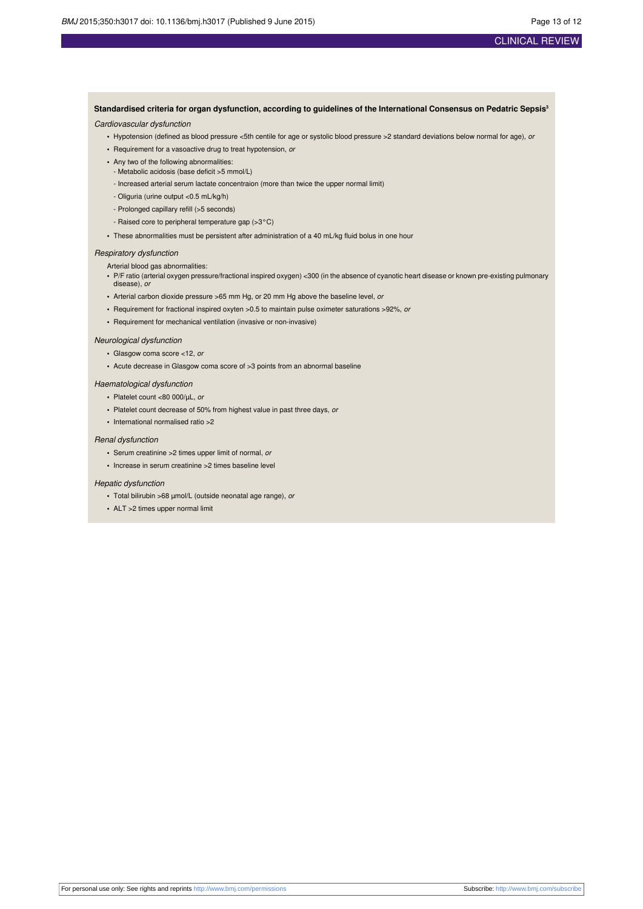**Standardised criteria for organ dysfunction, according to guidelines of the International Consensus on Pedatric Sepsis[3]**

*Cardiovascular dysfunction*

- Hypotension (defined as blood pressure <5th centile for age or systolic blood pressure >2 standard deviations below normal for age), *or*
- Requirement for a vasoactive drug to treat hypotension, *or*
- Any two of the following abnormalities:
  - Metabolic acidosis (base deficit >5 mmol/L)
  - Increased arterial serum lactate concentraion (more than twice the upper normal limit)
  - Oliguria (urine output <0.5 mL/kg/h)
  - Prolonged capillary refill (>5 seconds)
  - Raised core to peripheral temperature gap (>3°C)
- These abnormalities must be persistent after administration of a 40 mL/kg fluid bolus in one hour

*Respiratory dysfunction*

Arterial blood gas abnormalities:

- P/F ratio (arterial oxygen pressure/fractional inspired oxygen) <300 (in the absence of cyanotic heart disease or known pre-existing pulmonary disease), *or*
- Arterial carbon dioxide pressure >65 mm Hg, or 20 mm Hg above the baseline level, *or*
- Requirement for fractional inspired oxyten >0.5 to maintain pulse oximeter saturations >92%, *or*
- Requirement for mechanical ventilation (invasive or non-invasive)

*Neurological dysfunction*

- Glasgow coma score <12, *or*
- Acute decrease in Glasgow coma score of >3 points from an abnormal baseline

*Haematological dysfunction*

- Platelet count <80 000/µL, *or*
- Platelet count decrease of 50% from highest value in past three days, *or*
- International normalised ratio >2

*Renal dysfunction*

- Serum creatinine >2 times upper limit of normal, *or*
- Increase in serum creatinine >2 times baseline level

*Hepatic dysfunction*

- Total bilirubin >68 µmol/L (outside neonatal age range), *or*
- ALT >2 times upper normal limit